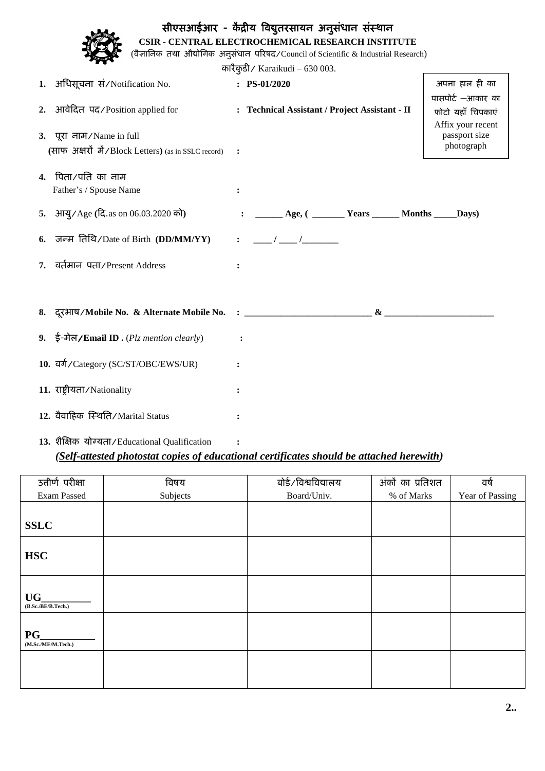# सीएसआईआर - केंद्रीय विद्युतरसायन अनुसंधान संस्थान

**CSIR - CENTRAL ELECTROCHEMICAL RESEARCH INSTITUTE**

(वैज्ञानिक तथा औद्योगिक अनुसंधान परिषद/Council of Scientific & Industrial Research)

कारैकुडी/ Karaikudi – 630 003.

अपना हाल ही का पासपोर्ट –आकार का फोटो यहाँ चिपकाएं
Affix your recent passport size photograph

1. अधिसूचना सं/Notification No. : **PS-01/2020**

2. आवेदित पद/Position applied for : **Technical Assistant / Project Assistant - II**

3. पूरा नाम/Name in full
   **(**साफ अक्षरों में/Block Letters**)** (as in SSLC record) :

4. पिता/पति का नाम
   Father's / Spouse Name :

5. आयु/Age **(**दि.as on 06.03.2020 को**)** : **______ Age, ( _______ Years ______ Months _____Days)**

6. जन्म तिथि/Date of Birth **(DD/MM/YY)** : ____ / ____ /________

7. वर्तमान पता/Present Address :

8. दूरभाष/**Mobile No. & Alternate Mobile No. : ____________________________ & ________________________**

9. ई-मेल/**Email ID .** (*Plz mention clearly*) :

10. वर्ग/Category (SC/ST/OBC/EWS/UR) :

11. राष्ट्रीयता/Nationality :

12. वैवाहिक स्थिति/Marital Status :

13. शैक्षिक योग्यता/Educational Qualification :

***(Self-attested photostat copies of educational certificates should be attached herewith)***

| उत्तीर्ण परीक्षा<br>Exam Passed | विषय<br>Subjects | बोर्ड/विश्वविद्यालय<br>Board/Univ. | अंकों का प्रतिशत<br>% of Marks | वर्ष<br>Year of Passing |
|---|---|---|---|---|
| **SSLC** | | | | |
| **HSC** | | | | |
| **UG__________**<br>**(B.Sc./BE/B.Tech.)** | | | | |
| **PG__________**<br>**(M.Sc./ME/M.Tech.)** | | | | |
| | | | | |

**2..**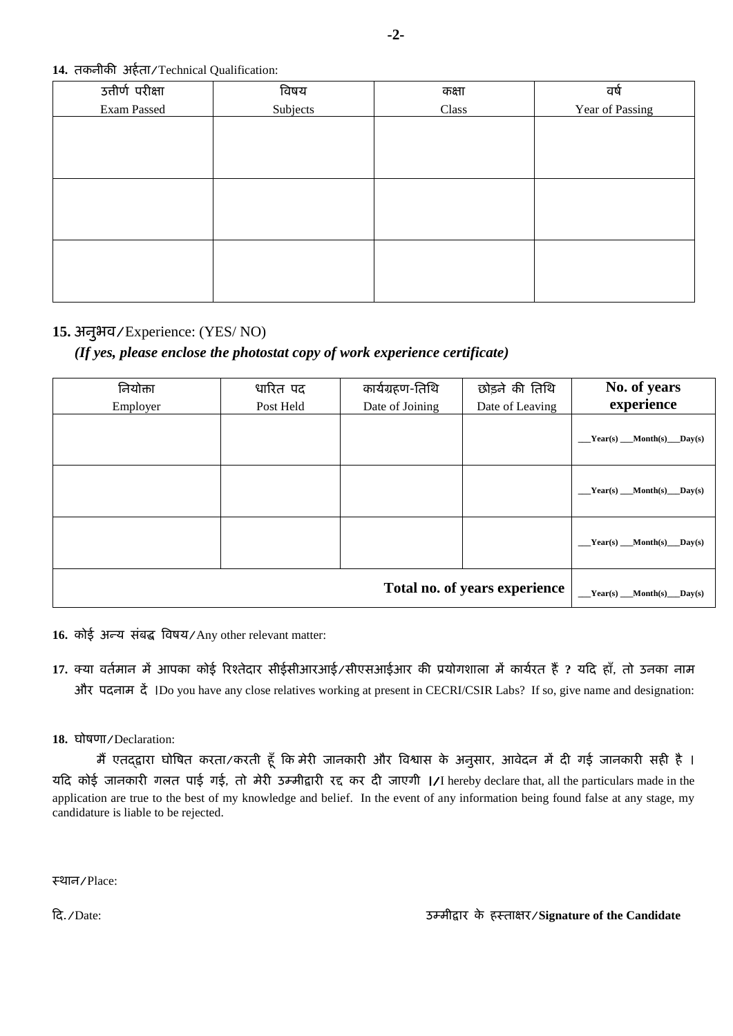**14.** तकनीकी अर्हता/Technical Qualification:

| उत्तीर्ण परीक्षा<br>Exam Passed | विषय<br>Subjects | कक्षा<br>Class | वर्ष<br>Year of Passing |
|---|---|---|---|
| | | | |
| | | | |
| | | | |

**15.** अनुभव/Experience: (YES/ NO)

***(If yes, please enclose the photostat copy of work experience certificate)***

| नियोक्ता<br>Employer | धारित पद<br>Post Held | कार्यग्रहण-तिथि<br>Date of Joining | छोड़ने की तिथि<br>Date of Leaving | **No. of years experience** |
|---|---|---|---|---|
| | | | | **___Year(s) ___Month(s)___Day(s)** |
| | | | | **___Year(s) ___Month(s)___Day(s)** |
| | | | | **___Year(s) ___Month(s)___Day(s)** |
| | | | **Total no. of years experience** | **___Year(s) ___Month(s)___Day(s)** |

**16.** कोई अन्य संबद्ध विषय/Any other relevant matter:

**17.** क्या वर्तमान में आपका कोई रिश्तेदार सीईसीआरआई/सीएसआईआर की प्रयोगशाला में कार्यरत हैं ? यदि हाँ, तो उनका नाम और पदनाम दें ।Do you have any close relatives working at present in CECRI/CSIR Labs? If so, give name and designation:

**18.** घोषणा/Declaration:

मैं एतद्द्वारा घोषित करता/करती हूँ कि मेरी जानकारी और विश्वास के अनुसार, आवेदन में दी गई जानकारी सही है । यदि कोई जानकारी गलत पाई गई, तो मेरी उम्मीद्वारी रद्द कर दी जाएगी ।/I hereby declare that, all the particulars made in the application are true to the best of my knowledge and belief. In the event of any information being found false at any stage, my candidature is liable to be rejected.

स्थान/Place:

दि./Date: उम्मीद्वार के हस्ताक्षर/**Signature of the Candidate**